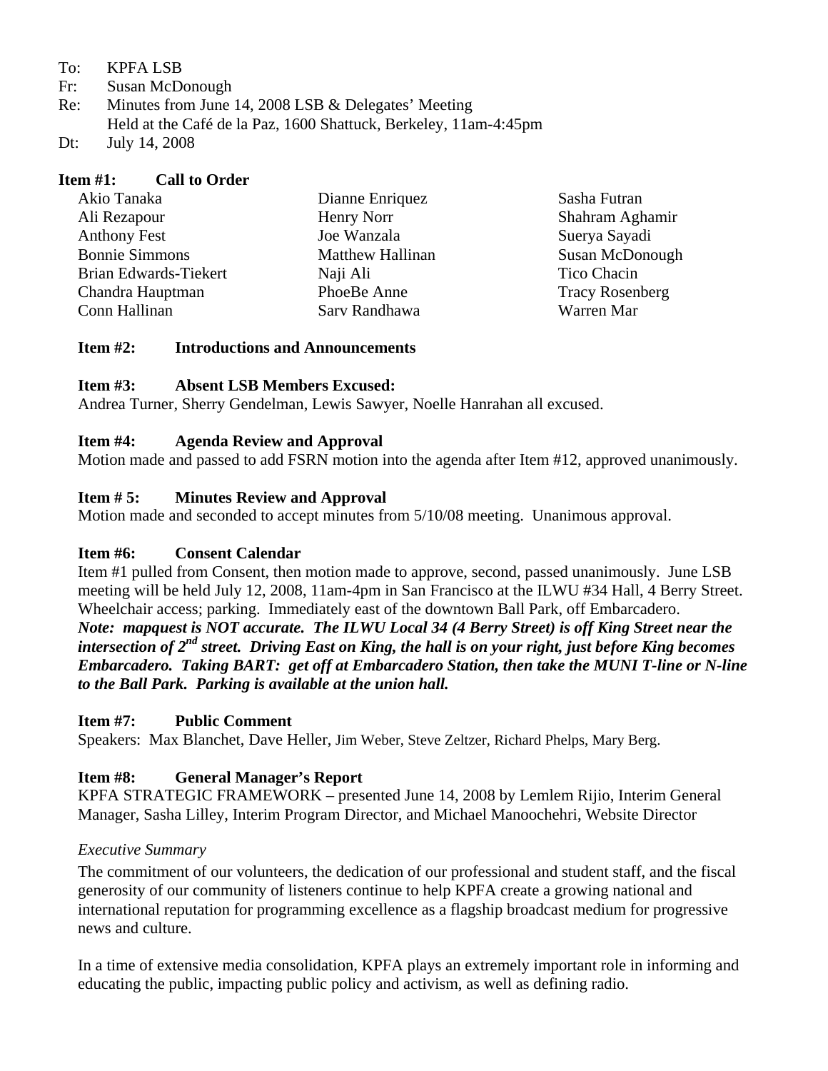To: KPFA LSB
Fr: Susan McDonough
Re: Minutes from June 14, 2008 LSB & Delegates' Meeting
Held at the Café de la Paz, 1600 Shattuck, Berkeley, 11am-4:45pm
Dt: July 14, 2008

**Item #1: Call to Order**

Akio Tanaka
Ali Rezapour
Anthony Fest
Bonnie Simmons
Brian Edwards-Tiekert
Chandra Hauptman
Conn Hallinan
Dianne Enriquez
Henry Norr
Joe Wanzala
Matthew Hallinan
Naji Ali
PhoeBe Anne
Sarv Randhawa
Sasha Futran
Shahram Aghamir
Suerya Sayadi
Susan McDonough
Tico Chacin
Tracy Rosenberg
Warren Mar

**Item #2: Introductions and Announcements**

**Item #3: Absent LSB Members Excused:**
Andrea Turner, Sherry Gendelman, Lewis Sawyer, Noelle Hanrahan all excused.

**Item #4: Agenda Review and Approval**
Motion made and passed to add FSRN motion into the agenda after Item #12, approved unanimously.

**Item # 5: Minutes Review and Approval**
Motion made and seconded to accept minutes from 5/10/08 meeting. Unanimous approval.

**Item #6: Consent Calendar**
Item #1 pulled from Consent, then motion made to approve, second, passed unanimously. June LSB meeting will be held July 12, 2008, 11am-4pm in San Francisco at the ILWU #34 Hall, 4 Berry Street. Wheelchair access; parking. Immediately east of the downtown Ball Park, off Embarcadero.
***Note: mapquest is NOT accurate. The ILWU Local 34 (4 Berry Street) is off King Street near the intersection of 2nd street. Driving East on King, the hall is on your right, just before King becomes Embarcadero. Taking BART: get off at Embarcadero Station, then take the MUNI T-line or N-line to the Ball Park. Parking is available at the union hall.***

**Item #7: Public Comment**
Speakers: Max Blanchet, Dave Heller, Jim Weber, Steve Zeltzer, Richard Phelps, Mary Berg.

**Item #8: General Manager's Report**
KPFA STRATEGIC FRAMEWORK – presented June 14, 2008 by Lemlem Rijio, Interim General Manager, Sasha Lilley, Interim Program Director, and Michael Manoochehri, Website Director

*Executive Summary*

The commitment of our volunteers, the dedication of our professional and student staff, and the fiscal generosity of our community of listeners continue to help KPFA create a growing national and international reputation for programming excellence as a flagship broadcast medium for progressive news and culture.

In a time of extensive media consolidation, KPFA plays an extremely important role in informing and educating the public, impacting public policy and activism, as well as defining radio.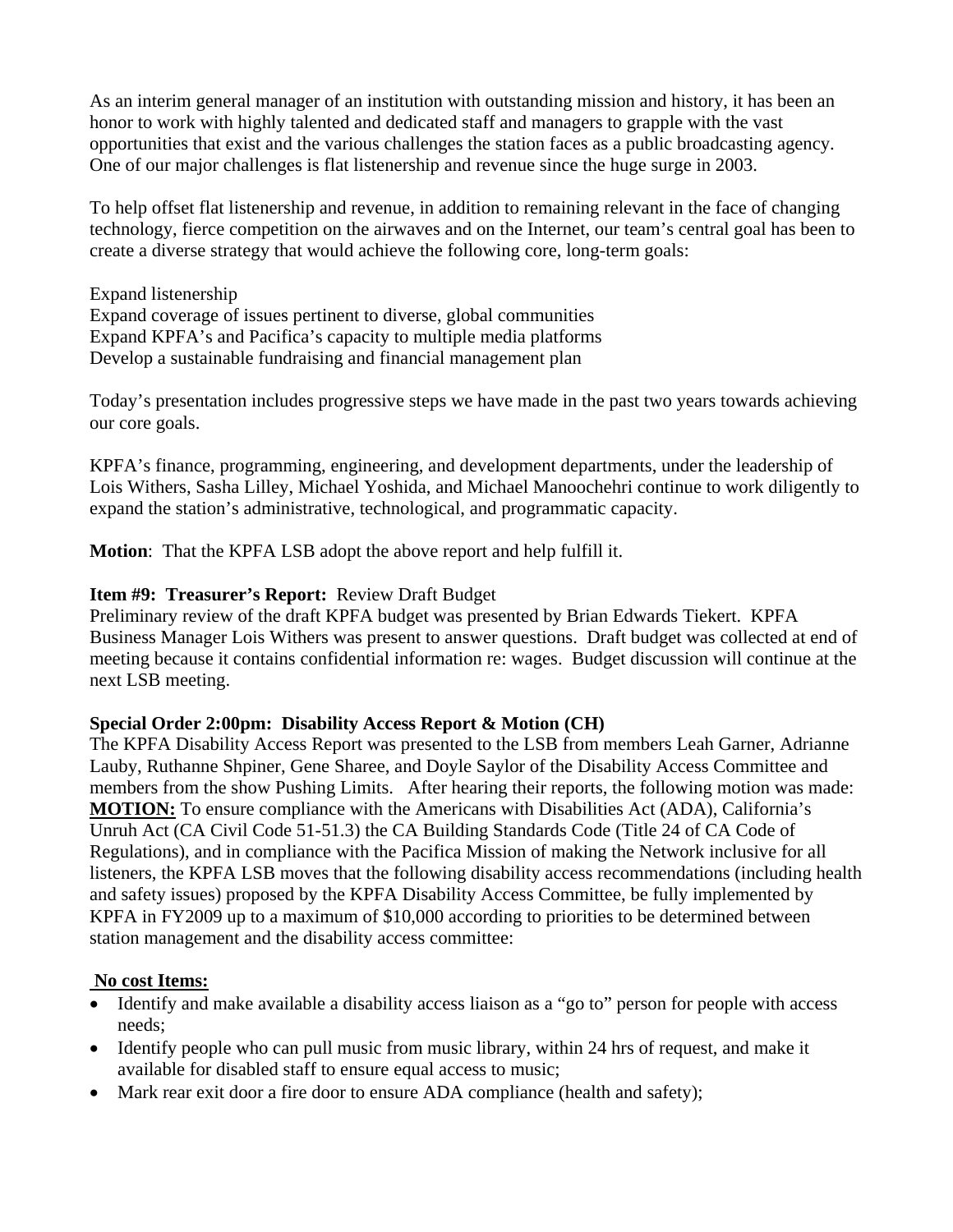As an interim general manager of an institution with outstanding mission and history, it has been an honor to work with highly talented and dedicated staff and managers to grapple with the vast opportunities that exist and the various challenges the station faces as a public broadcasting agency. One of our major challenges is flat listenership and revenue since the huge surge in 2003.

To help offset flat listenership and revenue, in addition to remaining relevant in the face of changing technology, fierce competition on the airwaves and on the Internet, our team's central goal has been to create a diverse strategy that would achieve the following core, long-term goals:

Expand listenership
Expand coverage of issues pertinent to diverse, global communities
Expand KPFA's and Pacifica's capacity to multiple media platforms
Develop a sustainable fundraising and financial management plan

Today's presentation includes progressive steps we have made in the past two years towards achieving our core goals.

KPFA's finance, programming, engineering, and development departments, under the leadership of Lois Withers, Sasha Lilley, Michael Yoshida, and Michael Manoochehri continue to work diligently to expand the station's administrative, technological, and programmatic capacity.

**Motion**: That the KPFA LSB adopt the above report and help fulfill it.

**Item #9: Treasurer's Report:** Review Draft Budget
Preliminary review of the draft KPFA budget was presented by Brian Edwards Tiekert. KPFA Business Manager Lois Withers was present to answer questions. Draft budget was collected at end of meeting because it contains confidential information re: wages. Budget discussion will continue at the next LSB meeting.

**Special Order 2:00pm: Disability Access Report & Motion (CH)**
The KPFA Disability Access Report was presented to the LSB from members Leah Garner, Adrianne Lauby, Ruthanne Shpiner, Gene Sharee, and Doyle Saylor of the Disability Access Committee and members from the show Pushing Limits. After hearing their reports, the following motion was made:
**MOTION:** To ensure compliance with the Americans with Disabilities Act (ADA), California's Unruh Act (CA Civil Code 51-51.3) the CA Building Standards Code (Title 24 of CA Code of Regulations), and in compliance with the Pacifica Mission of making the Network inclusive for all listeners, the KPFA LSB moves that the following disability access recommendations (including health and safety issues) proposed by the KPFA Disability Access Committee, be fully implemented by KPFA in FY2009 up to a maximum of $10,000 according to priorities to be determined between station management and the disability access committee:

**No cost Items:**

- Identify and make available a disability access liaison as a "go to" person for people with access needs;
- Identify people who can pull music from music library, within 24 hrs of request, and make it available for disabled staff to ensure equal access to music;
- Mark rear exit door a fire door to ensure ADA compliance (health and safety);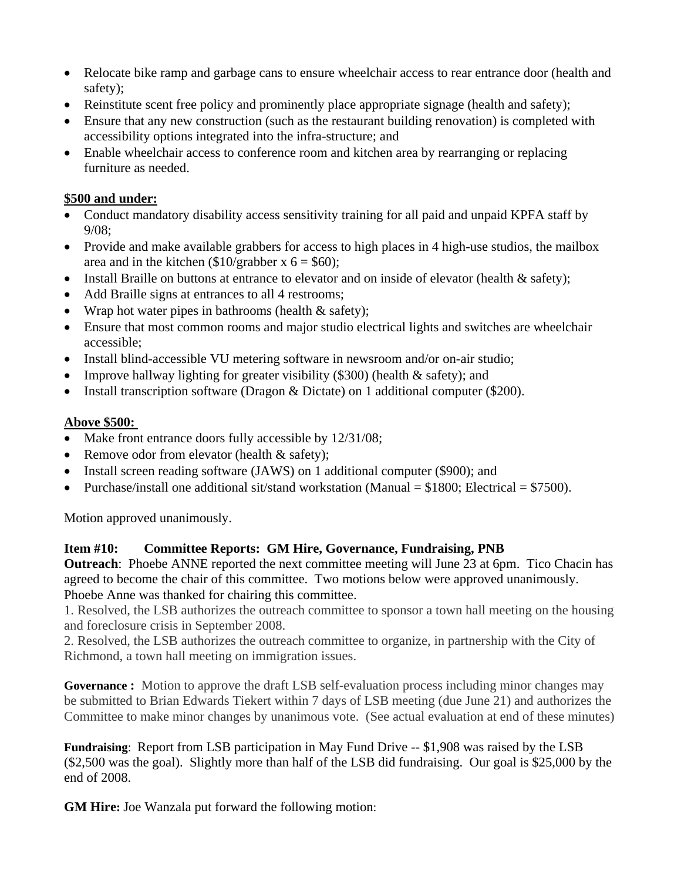- Relocate bike ramp and garbage cans to ensure wheelchair access to rear entrance door (health and safety);
- Reinstitute scent free policy and prominently place appropriate signage (health and safety);
- Ensure that any new construction (such as the restaurant building renovation) is completed with accessibility options integrated into the infra-structure; and
- Enable wheelchair access to conference room and kitchen area by rearranging or replacing furniture as needed.

**<u>$500 and under:</u>**

- Conduct mandatory disability access sensitivity training for all paid and unpaid KPFA staff by 9/08;
- Provide and make available grabbers for access to high places in 4 high-use studios, the mailbox area and in the kitchen ($10/grabber x 6 = $60);
- Install Braille on buttons at entrance to elevator and on inside of elevator (health & safety);
- Add Braille signs at entrances to all 4 restrooms;
- Wrap hot water pipes in bathrooms (health & safety);
- Ensure that most common rooms and major studio electrical lights and switches are wheelchair accessible;
- Install blind-accessible VU metering software in newsroom and/or on-air studio;
- Improve hallway lighting for greater visibility ($300) (health & safety); and
- Install transcription software (Dragon & Dictate) on 1 additional computer ($200).

**<u>Above $500:</u>**

- Make front entrance doors fully accessible by 12/31/08;
- Remove odor from elevator (health & safety);
- Install screen reading software (JAWS) on 1 additional computer ($900); and
- Purchase/install one additional sit/stand workstation (Manual = $1800; Electrical = $7500).

Motion approved unanimously.

**Item #10: Committee Reports: GM Hire, Governance, Fundraising, PNB**

**Outreach**: Phoebe ANNE reported the next committee meeting will June 23 at 6pm. Tico Chacin has agreed to become the chair of this committee. Two motions below were approved unanimously. Phoebe Anne was thanked for chairing this committee.

1. Resolved, the LSB authorizes the outreach committee to sponsor a town hall meeting on the housing and foreclosure crisis in September 2008.
2. Resolved, the LSB authorizes the outreach committee to organize, in partnership with the City of Richmond, a town hall meeting on immigration issues.

**Governance :** Motion to approve the draft LSB self-evaluation process including minor changes may be submitted to Brian Edwards Tiekert within 7 days of LSB meeting (due June 21) and authorizes the Committee to make minor changes by unanimous vote. (See actual evaluation at end of these minutes)

**Fundraising**: Report from LSB participation in May Fund Drive -- $1,908 was raised by the LSB ($2,500 was the goal). Slightly more than half of the LSB did fundraising. Our goal is $25,000 by the end of 2008.

**GM Hire:** Joe Wanzala put forward the following motion: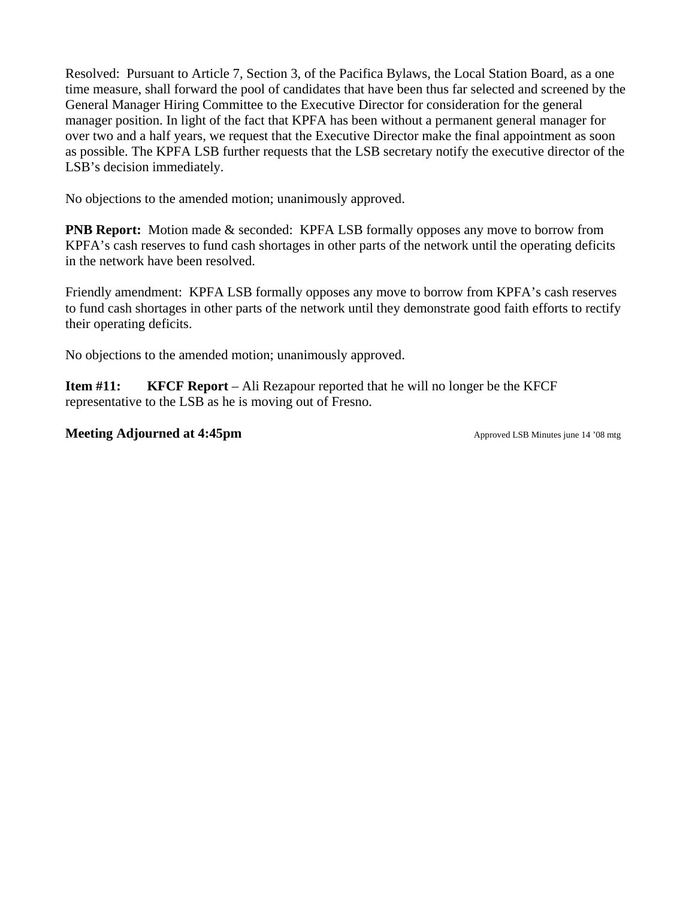Resolved: Pursuant to Article 7, Section 3, of the Pacifica Bylaws, the Local Station Board, as a one time measure, shall forward the pool of candidates that have been thus far selected and screened by the General Manager Hiring Committee to the Executive Director for consideration for the general manager position. In light of the fact that KPFA has been without a permanent general manager for over two and a half years, we request that the Executive Director make the final appointment as soon as possible. The KPFA LSB further requests that the LSB secretary notify the executive director of the LSB's decision immediately.

No objections to the amended motion; unanimously approved.

**PNB Report:** Motion made & seconded: KPFA LSB formally opposes any move to borrow from KPFA's cash reserves to fund cash shortages in other parts of the network until the operating deficits in the network have been resolved.

Friendly amendment: KPFA LSB formally opposes any move to borrow from KPFA's cash reserves to fund cash shortages in other parts of the network until they demonstrate good faith efforts to rectify their operating deficits.

No objections to the amended motion; unanimously approved.

**Item #11: KFCF Report** – Ali Rezapour reported that he will no longer be the KFCF representative to the LSB as he is moving out of Fresno.

**Meeting Adjourned at 4:45pm**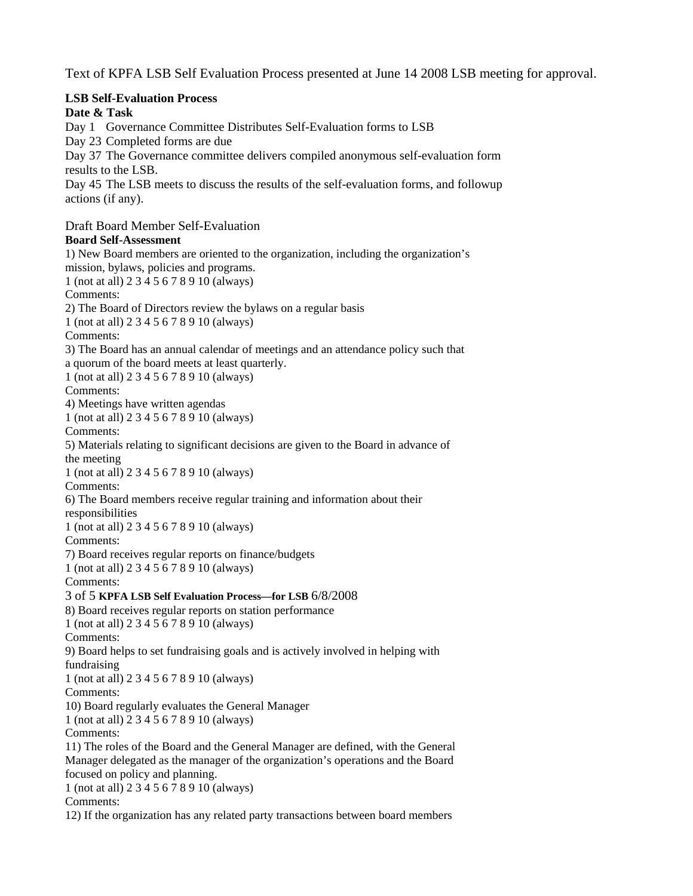Text of KPFA LSB Self Evaluation Process presented at June 14 2008 LSB meeting for approval.

**LSB Self-Evaluation Process**

**Date & Task**

Day 1 Governance Committee Distributes Self-Evaluation forms to LSB

Day 23 Completed forms are due

Day 37 The Governance committee delivers compiled anonymous self-evaluation form results to the LSB.

Day 45 The LSB meets to discuss the results of the self-evaluation forms, and followup actions (if any).

Draft Board Member Self-Evaluation

**Board Self-Assessment**

1) New Board members are oriented to the organization, including the organization's mission, bylaws, policies and programs.
1 (not at all) 2 3 4 5 6 7 8 9 10 (always)
Comments:

2) The Board of Directors review the bylaws on a regular basis
1 (not at all) 2 3 4 5 6 7 8 9 10 (always)
Comments:

3) The Board has an annual calendar of meetings and an attendance policy such that a quorum of the board meets at least quarterly.
1 (not at all) 2 3 4 5 6 7 8 9 10 (always)
Comments:

4) Meetings have written agendas
1 (not at all) 2 3 4 5 6 7 8 9 10 (always)
Comments:

5) Materials relating to significant decisions are given to the Board in advance of the meeting
1 (not at all) 2 3 4 5 6 7 8 9 10 (always)
Comments:

6) The Board members receive regular training and information about their responsibilities
1 (not at all) 2 3 4 5 6 7 8 9 10 (always)
Comments:

7) Board receives regular reports on finance/budgets
1 (not at all) 2 3 4 5 6 7 8 9 10 (always)
Comments:

8) Board receives regular reports on station performance
1 (not at all) 2 3 4 5 6 7 8 9 10 (always)
Comments:

9) Board helps to set fundraising goals and is actively involved in helping with fundraising
1 (not at all) 2 3 4 5 6 7 8 9 10 (always)
Comments:

10) Board regularly evaluates the General Manager
1 (not at all) 2 3 4 5 6 7 8 9 10 (always)
Comments:

11) The roles of the Board and the General Manager are defined, with the General Manager delegated as the manager of the organization's operations and the Board focused on policy and planning.
1 (not at all) 2 3 4 5 6 7 8 9 10 (always)
Comments:

12) If the organization has any related party transactions between board members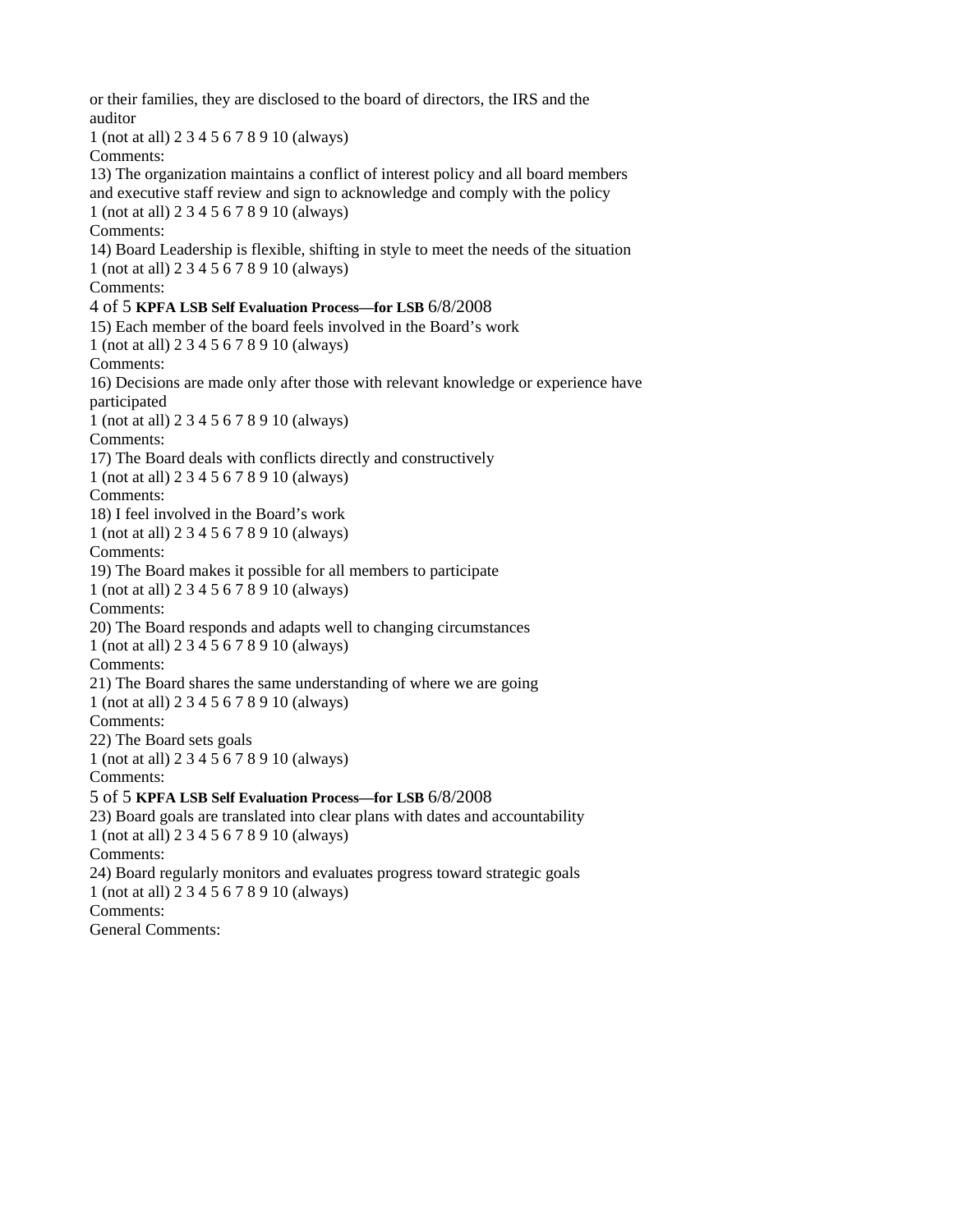or their families, they are disclosed to the board of directors, the IRS and the auditor

1 (not at all) 2 3 4 5 6 7 8 9 10 (always)

Comments:

13) The organization maintains a conflict of interest policy and all board members and executive staff review and sign to acknowledge and comply with the policy

1 (not at all) 2 3 4 5 6 7 8 9 10 (always)

Comments:

14) Board Leadership is flexible, shifting in style to meet the needs of the situation

1 (not at all) 2 3 4 5 6 7 8 9 10 (always)

Comments:

15) Each member of the board feels involved in the Board's work

1 (not at all) 2 3 4 5 6 7 8 9 10 (always)

Comments:

16) Decisions are made only after those with relevant knowledge or experience have participated

1 (not at all) 2 3 4 5 6 7 8 9 10 (always)

Comments:

17) The Board deals with conflicts directly and constructively

1 (not at all) 2 3 4 5 6 7 8 9 10 (always)

Comments:

18) I feel involved in the Board's work

1 (not at all) 2 3 4 5 6 7 8 9 10 (always)

Comments:

19) The Board makes it possible for all members to participate

1 (not at all) 2 3 4 5 6 7 8 9 10 (always)

Comments:

20) The Board responds and adapts well to changing circumstances

1 (not at all) 2 3 4 5 6 7 8 9 10 (always)

Comments:

21) The Board shares the same understanding of where we are going

1 (not at all) 2 3 4 5 6 7 8 9 10 (always)

Comments:

22) The Board sets goals

1 (not at all) 2 3 4 5 6 7 8 9 10 (always)

Comments:

23) Board goals are translated into clear plans with dates and accountability

1 (not at all) 2 3 4 5 6 7 8 9 10 (always)

Comments:

24) Board regularly monitors and evaluates progress toward strategic goals

1 (not at all) 2 3 4 5 6 7 8 9 10 (always)

Comments:

General Comments: